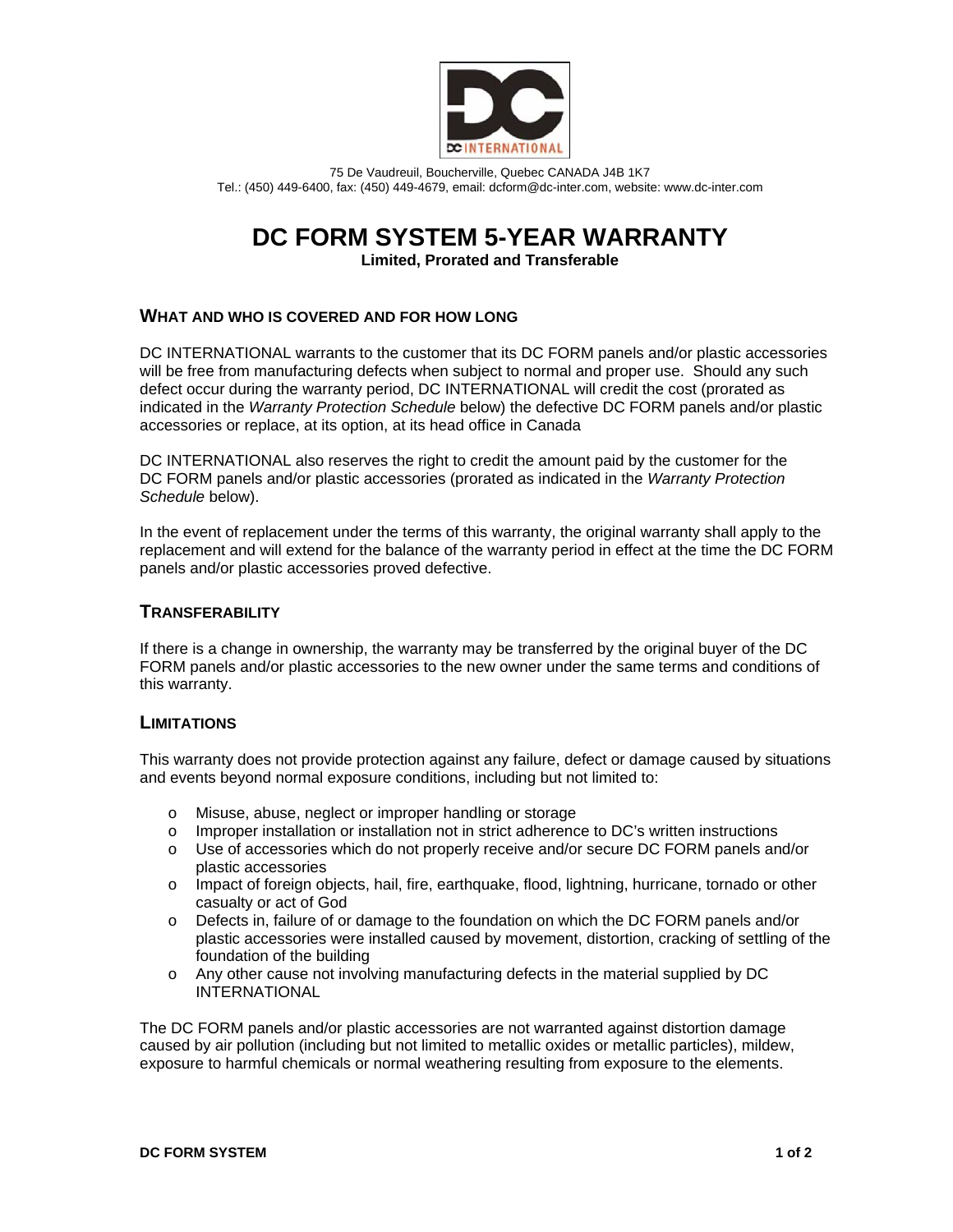75 De Vaudreuil, Boucherville, Quebec CANADA J4B 1K7
Tel.: (450) 449-6400, fax: (450) 449-4679, email: dcform@dc-inter.com, website: www.dc-inter.com

# DC FORM SYSTEM 5-YEAR WARRANTY

**Limited, Prorated and Transferable**

## WHAT AND WHO IS COVERED AND FOR HOW LONG

DC INTERNATIONAL warrants to the customer that its DC FORM panels and/or plastic accessories will be free from manufacturing defects when subject to normal and proper use. Should any such defect occur during the warranty period, DC INTERNATIONAL will credit the cost (prorated as indicated in the *Warranty Protection Schedule* below) the defective DC FORM panels and/or plastic accessories or replace, at its option, at its head office in Canada

DC INTERNATIONAL also reserves the right to credit the amount paid by the customer for the DC FORM panels and/or plastic accessories (prorated as indicated in the *Warranty Protection Schedule* below).

In the event of replacement under the terms of this warranty, the original warranty shall apply to the replacement and will extend for the balance of the warranty period in effect at the time the DC FORM panels and/or plastic accessories proved defective.

## TRANSFERABILITY

If there is a change in ownership, the warranty may be transferred by the original buyer of the DC FORM panels and/or plastic accessories to the new owner under the same terms and conditions of this warranty.

## LIMITATIONS

This warranty does not provide protection against any failure, defect or damage caused by situations and events beyond normal exposure conditions, including but not limited to:

- Misuse, abuse, neglect or improper handling or storage
- Improper installation or installation not in strict adherence to DC's written instructions
- Use of accessories which do not properly receive and/or secure DC FORM panels and/or plastic accessories
- Impact of foreign objects, hail, fire, earthquake, flood, lightning, hurricane, tornado or other casualty or act of God
- Defects in, failure of or damage to the foundation on which the DC FORM panels and/or plastic accessories were installed caused by movement, distortion, cracking of settling of the foundation of the building
- Any other cause not involving manufacturing defects in the material supplied by DC INTERNATIONAL

The DC FORM panels and/or plastic accessories are not warranted against distortion damage caused by air pollution (including but not limited to metallic oxides or metallic particles), mildew, exposure to harmful chemicals or normal weathering resulting from exposure to the elements.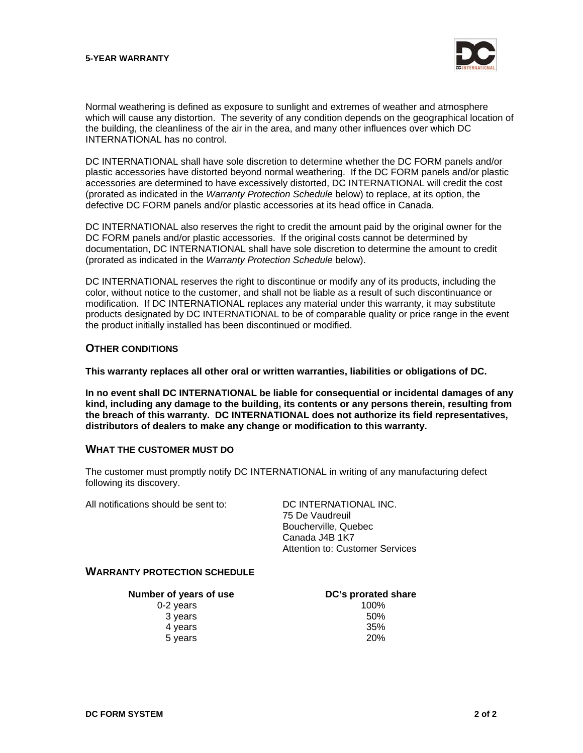Normal weathering is defined as exposure to sunlight and extremes of weather and atmosphere which will cause any distortion. The severity of any condition depends on the geographical location of the building, the cleanliness of the air in the area, and many other influences over which DC INTERNATIONAL has no control.

DC INTERNATIONAL shall have sole discretion to determine whether the DC FORM panels and/or plastic accessories have distorted beyond normal weathering. If the DC FORM panels and/or plastic accessories are determined to have excessively distorted, DC INTERNATIONAL will credit the cost (prorated as indicated in the *Warranty Protection Schedule* below) to replace, at its option, the defective DC FORM panels and/or plastic accessories at its head office in Canada.

DC INTERNATIONAL also reserves the right to credit the amount paid by the original owner for the DC FORM panels and/or plastic accessories. If the original costs cannot be determined by documentation, DC INTERNATIONAL shall have sole discretion to determine the amount to credit (prorated as indicated in the *Warranty Protection Schedule* below).

DC INTERNATIONAL reserves the right to discontinue or modify any of its products, including the color, without notice to the customer, and shall not be liable as a result of such discontinuance or modification. If DC INTERNATIONAL replaces any material under this warranty, it may substitute products designated by DC INTERNATIONAL to be of comparable quality or price range in the event the product initially installed has been discontinued or modified.

## OTHER CONDITIONS

**This warranty replaces all other oral or written warranties, liabilities or obligations of DC.**

**In no event shall DC INTERNATIONAL be liable for consequential or incidental damages of any kind, including any damage to the building, its contents or any persons therein, resulting from the breach of this warranty. DC INTERNATIONAL does not authorize its field representatives, distributors of dealers to make any change or modification to this warranty.**

## WHAT THE CUSTOMER MUST DO

The customer must promptly notify DC INTERNATIONAL in writing of any manufacturing defect following its discovery.

All notifications should be sent to:

DC INTERNATIONAL INC.
75 De Vaudreuil
Boucherville, Quebec
Canada J4B 1K7
Attention to: Customer Services

## WARRANTY PROTECTION SCHEDULE

| Number of years of use | DC's prorated share |
|---|---|
| 0-2 years | 100% |
| 3 years | 50% |
| 4 years | 35% |
| 5 years | 20% |